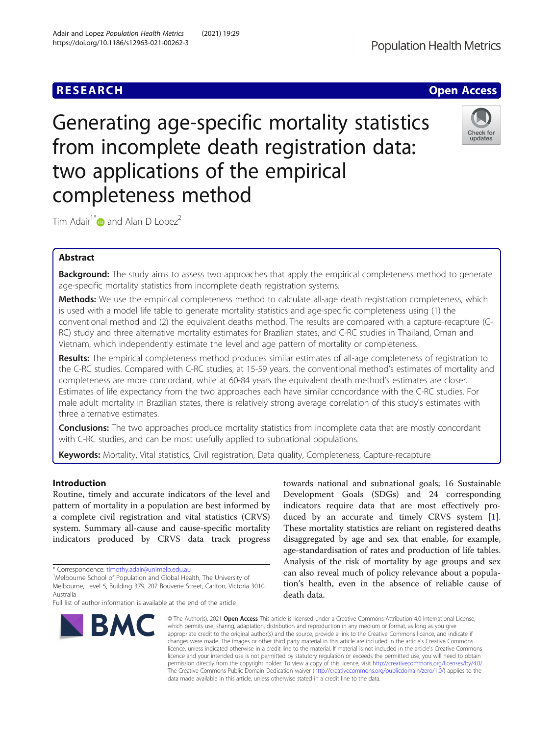RESEARCH

Open Access

# Generating age-specific mortality statistics from incomplete death registration data: two applications of the empirical completeness method

Tim Adair[1*] and Alan D Lopez[2]

## Abstract

**Background:** The study aims to assess two approaches that apply the empirical completeness method to generate age-specific mortality statistics from incomplete death registration systems.

**Methods:** We use the empirical completeness method to calculate all-age death registration completeness, which is used with a model life table to generate mortality statistics and age-specific completeness using (1) the conventional method and (2) the equivalent deaths method. The results are compared with a capture-recapture (C-RC) study and three alternative mortality estimates for Brazilian states, and C-RC studies in Thailand, Oman and Vietnam, which independently estimate the level and age pattern of mortality or completeness.

**Results:** The empirical completeness method produces similar estimates of all-age completeness of registration to the C-RC studies. Compared with C-RC studies, at 15-59 years, the conventional method's estimates of mortality and completeness are more concordant, while at 60-84 years the equivalent death method's estimates are closer. Estimates of life expectancy from the two approaches each have similar concordance with the C-RC studies. For male adult mortality in Brazilian states, there is relatively strong average correlation of this study's estimates with three alternative estimates.

**Conclusions:** The two approaches produce mortality statistics from incomplete data that are mostly concordant with C-RC studies, and can be most usefully applied to subnational populations.

**Keywords:** Mortality, Vital statistics, Civil registration, Data quality, Completeness, Capture-recapture

## Introduction

Routine, timely and accurate indicators of the level and pattern of mortality in a population are best informed by a complete civil registration and vital statistics (CRVS) system. Summary all-cause and cause-specific mortality indicators produced by CRVS data track progress towards national and subnational goals; 16 Sustainable Development Goals (SDGs) and 24 corresponding indicators require data that are most effectively produced by an accurate and timely CRVS system [1]. These mortality statistics are reliant on registered deaths disaggregated by age and sex that enable, for example, age-standardisation of rates and production of life tables. Analysis of the risk of mortality by age groups and sex can also reveal much of policy relevance about a population's health, even in the absence of reliable cause of death data.

\* Correspondence: timothy.adair@unimelb.edu.au
[1]Melbourne School of Population and Global Health, The University of Melbourne, Level 5, Building 379, 207 Bouverie Street, Carlton, Victoria 3010, Australia
Full list of author information is available at the end of the article

© The Author(s). 2021 **Open Access** This article is licensed under a Creative Commons Attribution 4.0 International License, which permits use, sharing, adaptation, distribution and reproduction in any medium or format, as long as you give appropriate credit to the original author(s) and the source, provide a link to the Creative Commons licence, and indicate if changes were made. The images or other third party material in this article are included in the article's Creative Commons licence, unless indicated otherwise in a credit line to the material. If material is not included in the article's Creative Commons licence and your intended use is not permitted by statutory regulation or exceeds the permitted use, you will need to obtain permission directly from the copyright holder. To view a copy of this licence, visit http://creativecommons.org/licenses/by/4.0/. The Creative Commons Public Domain Dedication waiver (http://creativecommons.org/publicdomain/zero/1.0/) applies to the data made available in this article, unless otherwise stated in a credit line to the data.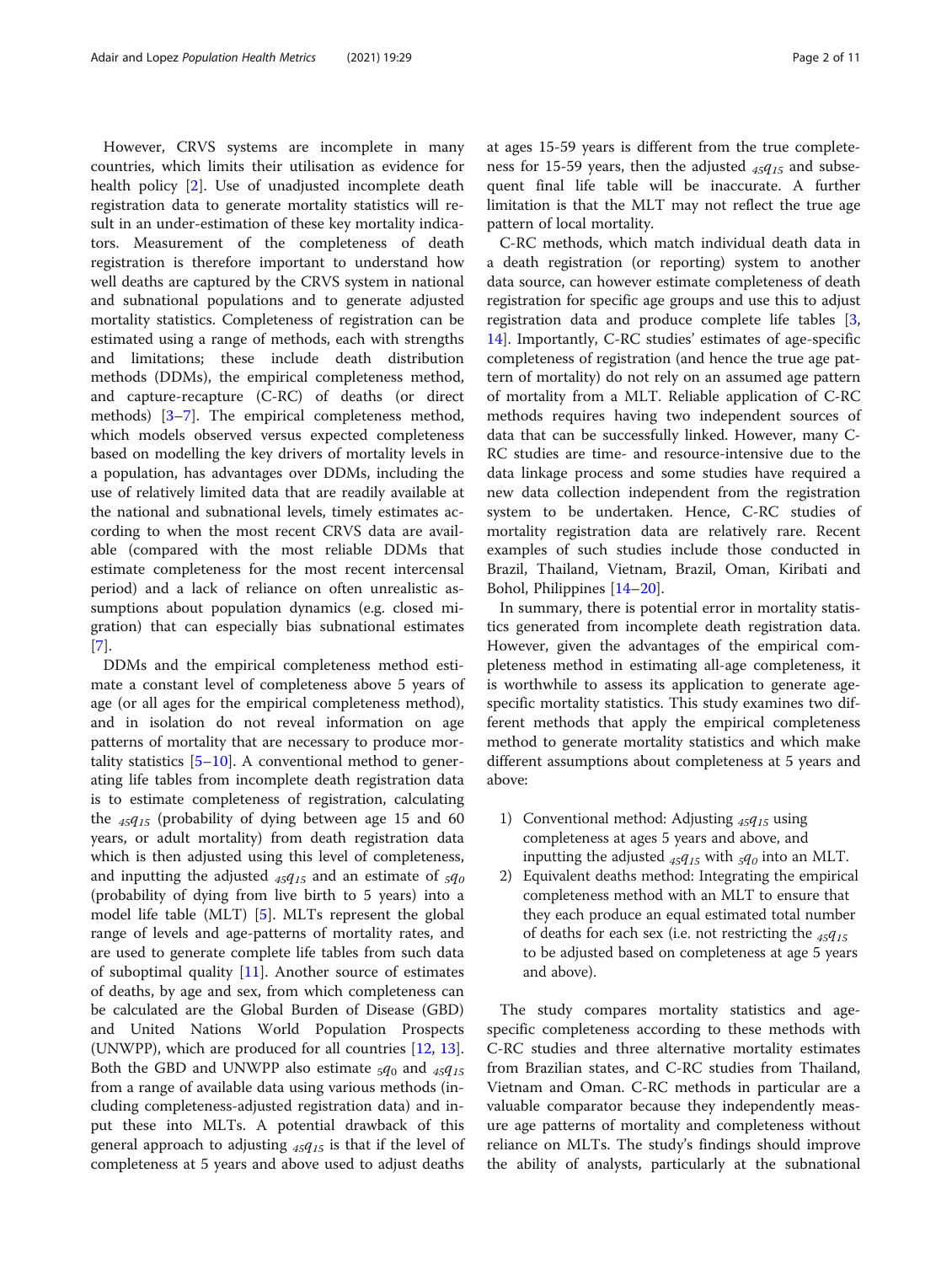However, CRVS systems are incomplete in many countries, which limits their utilisation as evidence for health policy [2]. Use of unadjusted incomplete death registration data to generate mortality statistics will result in an under-estimation of these key mortality indicators. Measurement of the completeness of death registration is therefore important to understand how well deaths are captured by the CRVS system in national and subnational populations and to generate adjusted mortality statistics. Completeness of registration can be estimated using a range of methods, each with strengths and limitations; these include death distribution methods (DDMs), the empirical completeness method, and capture-recapture (C-RC) of deaths (or direct methods) [3–7]. The empirical completeness method, which models observed versus expected completeness based on modelling the key drivers of mortality levels in a population, has advantages over DDMs, including the use of relatively limited data that are readily available at the national and subnational levels, timely estimates according to when the most recent CRVS data are available (compared with the most reliable DDMs that estimate completeness for the most recent intercensal period) and a lack of reliance on often unrealistic assumptions about population dynamics (e.g. closed migration) that can especially bias subnational estimates [7].

DDMs and the empirical completeness method estimate a constant level of completeness above 5 years of age (or all ages for the empirical completeness method), and in isolation do not reveal information on age patterns of mortality that are necessary to produce mortality statistics [5–10]. A conventional method to generating life tables from incomplete death registration data is to estimate completeness of registration, calculating the ${}_{45}q_{15}$ (probability of dying between age 15 and 60 years, or adult mortality) from death registration data which is then adjusted using this level of completeness, and inputting the adjusted ${}_{45}q_{15}$ and an estimate of ${}_{5}q_{0}$ (probability of dying from live birth to 5 years) into a model life table (MLT) [5]. MLTs represent the global range of levels and age-patterns of mortality rates, and are used to generate complete life tables from such data of suboptimal quality [11]. Another source of estimates of deaths, by age and sex, from which completeness can be calculated are the Global Burden of Disease (GBD) and United Nations World Population Prospects (UNWPP), which are produced for all countries [12, 13]. Both the GBD and UNWPP also estimate ${}_{5}q_{0}$ and ${}_{45}q_{15}$ from a range of available data using various methods (including completeness-adjusted registration data) and input these into MLTs. A potential drawback of this general approach to adjusting ${}_{45}q_{15}$ is that if the level of completeness at 5 years and above used to adjust deaths at ages 15-59 years is different from the true completeness for 15-59 years, then the adjusted ${}_{45}q_{15}$ and subsequent final life table will be inaccurate. A further limitation is that the MLT may not reflect the true age pattern of local mortality.

C-RC methods, which match individual death data in a death registration (or reporting) system to another data source, can however estimate completeness of death registration for specific age groups and use this to adjust registration data and produce complete life tables [3, 14]. Importantly, C-RC studies' estimates of age-specific completeness of registration (and hence the true age pattern of mortality) do not rely on an assumed age pattern of mortality from a MLT. Reliable application of C-RC methods requires having two independent sources of data that can be successfully linked. However, many C-RC studies are time- and resource-intensive due to the data linkage process and some studies have required a new data collection independent from the registration system to be undertaken. Hence, C-RC studies of mortality registration data are relatively rare. Recent examples of such studies include those conducted in Brazil, Thailand, Vietnam, Brazil, Oman, Kiribati and Bohol, Philippines [14–20].

In summary, there is potential error in mortality statistics generated from incomplete death registration data. However, given the advantages of the empirical completeness method in estimating all-age completeness, it is worthwhile to assess its application to generate age-specific mortality statistics. This study examines two different methods that apply the empirical completeness method to generate mortality statistics and which make different assumptions about completeness at 5 years and above:

1) Conventional method: Adjusting ${}_{45}q_{15}$ using completeness at ages 5 years and above, and inputting the adjusted ${}_{45}q_{15}$ with ${}_{5}q_{0}$ into an MLT.
2) Equivalent deaths method: Integrating the empirical completeness method with an MLT to ensure that they each produce an equal estimated total number of deaths for each sex (i.e. not restricting the ${}_{45}q_{15}$ to be adjusted based on completeness at age 5 years and above).

The study compares mortality statistics and age-specific completeness according to these methods with C-RC studies and three alternative mortality estimates from Brazilian states, and C-RC studies from Thailand, Vietnam and Oman. C-RC methods in particular are a valuable comparator because they independently measure age patterns of mortality and completeness without reliance on MLTs. The study's findings should improve the ability of analysts, particularly at the subnational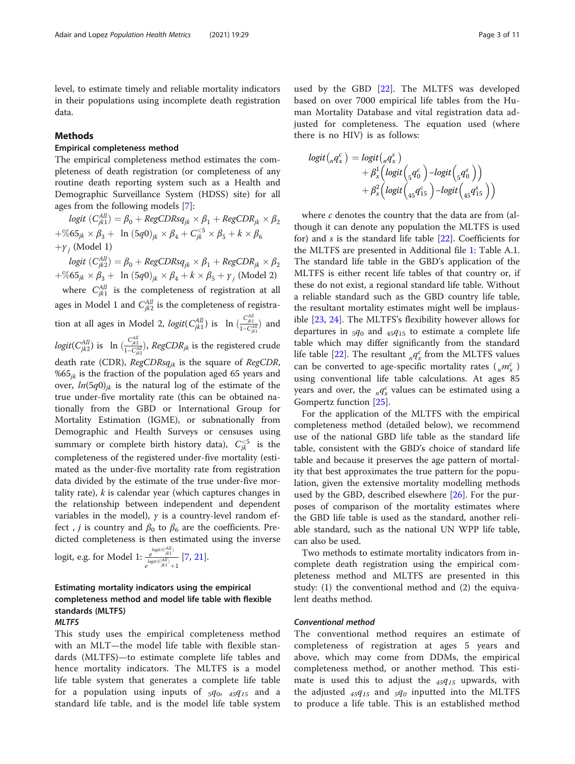level, to estimate timely and reliable mortality indicators in their populations using incomplete death registration data.

## Methods

### Empirical completeness method

The empirical completeness method estimates the completeness of death registration (or completeness of any routine death reporting system such as a Health and Demographic Surveillance System (HDSS) site) for all ages from the following models [7]:

$$logit\ (C^{All}_{jk1}) = \beta_0 + RegCDRsq_{jk} \times \beta_1 + RegCDR_{jk} \times \beta_2 + \%65_{jk} \times \beta_3 + \ \ln\ (5q0)_{jk} \times \beta_4 + C^{<5}_{jk} \times \beta_5 + k \times \beta_6 + \gamma_j \text{ (Model 1)}$$

$$logit\ (C^{All}_{jk2}) = \beta_0 + RegCDRsq_{jk} \times \beta_1 + RegCDR_{jk} \times \beta_2 + \%65_{jk} \times \beta_3 + \ \ln\ (5q0)_{jk} \times \beta_4 + k \times \beta_5 + \gamma_j \text{ (Model 2)}$$

where $C^{All}_{jk1}$ is the completeness of registration at all ages in Model 1 and $C^{All}_{jk2}$ is the completeness of registration at all ages in Model 2, $logit(C^{All}_{jk1})$ is $\ln\left(\frac{C^{All}_{jk1}}{1-C^{All}_{jk1}}\right)$ and $logit(C^{All}_{jk2})$ is $\ln\left(\frac{C^{All}_{jk2}}{1-C^{All}_{jk2}}\right)$, $RegCDR_{jk}$ is the registered crude death rate (CDR), $RegCDRsq_{jk}$ is the square of $RegCDR$, $\%65_{jk}$ is the fraction of the population aged 65 years and over, $ln(5q0)_{jk}$ is the natural log of the estimate of the true under-five mortality rate (this can be obtained nationally from the GBD or International Group for Mortality Estimation (IGME), or subnationally from Demographic and Health Surveys or censuses using summary or complete birth history data), $C^{<5}_{jk}$ is the completeness of the registered under-five mortality (estimated as the under-five mortality rate from registration data divided by the estimate of the true under-five mortality rate), $k$ is calendar year (which captures changes in the relationship between independent and dependent variables in the model), $\gamma$ is a country-level random effect , $j$ is country and $\beta_0$ to $\beta_6$ are the coefficients. Predicted completeness is then estimated using the inverse logit, e.g. for Model 1: $\frac{e^{logit(C^{All}_{jk1})}}{e^{logit(C^{All}_{jk1})}+1}$ [7, 21].

### Estimating mortality indicators using the empirical completeness method and model life table with flexible standards (MLTFS)

#### *MLTFS*

This study uses the empirical completeness method with an MLT—the model life table with flexible standards (MLTFS)—to estimate complete life tables and hence mortality indicators. The MLTFS is a model life table system that generates a complete life table for a population using inputs of $_5q_0$, $_{45}q_{15}$ and a standard life table, and is the model life table system used by the GBD [22]. The MLTFS was developed based on over 7000 empirical life tables from the Human Mortality Database and vital registration data adjusted for completeness. The equation used (where there is no HIV) is as follows:

$$logit\left({}_nq^c_x\right) = logit\left({}_nq^s_x\right) + \beta^1_x\left(logit\left({}_5q^c_0\right) - logit\left({}_5q^s_0\right)\right) + \beta^2_x\left(logit\left({}_{45}q^c_{15}\right) - logit\left({}_{45}q^s_{15}\right)\right)$$

where $c$ denotes the country that the data are from (although it can denote any population the MLTFS is used for) and $s$ is the standard life table [22]. Coefficients for the MLTFS are presented in Additional file 1: Table A.1. The standard life table in the GBD's application of the MLTFS is either recent life tables of that country or, if these do not exist, a regional standard life table. Without a reliable standard such as the GBD country life table, the resultant mortality estimates might well be implausible [23, 24]. The MLTFS's flexibility however allows for departures in $_5q_0$ and $_{45}q_{15}$ to estimate a complete life table which may differ significantly from the standard life table [22]. The resultant ${}_nq^c_x$ from the MLTFS values can be converted to age-specific mortality rates (${}_nm^c_x$) using conventional life table calculations. At ages 85 years and over, the ${}_nq^c_x$ values can be estimated using a Gompertz function [25].

For the application of the MLTFS with the empirical completeness method (detailed below), we recommend use of the national GBD life table as the standard life table, consistent with the GBD's choice of standard life table and because it preserves the age pattern of mortality that best approximates the true pattern for the population, given the extensive mortality modelling methods used by the GBD, described elsewhere [26]. For the purposes of comparison of the mortality estimates where the GBD life table is used as the standard, another reliable standard, such as the national UN WPP life table, can also be used.

Two methods to estimate mortality indicators from incomplete death registration using the empirical completeness method and MLTFS are presented in this study: (1) the conventional method and (2) the equivalent deaths method.

#### *Conventional method*

The conventional method requires an estimate of completeness of registration at ages 5 years and above, which may come from DDMs, the empirical completeness method, or another method. This estimate is used this to adjust the $_{45}q_{15}$ upwards, with the adjusted $_{45}q_{15}$ and $_5q_0$ inputted into the MLTFS to produce a life table. This is an established method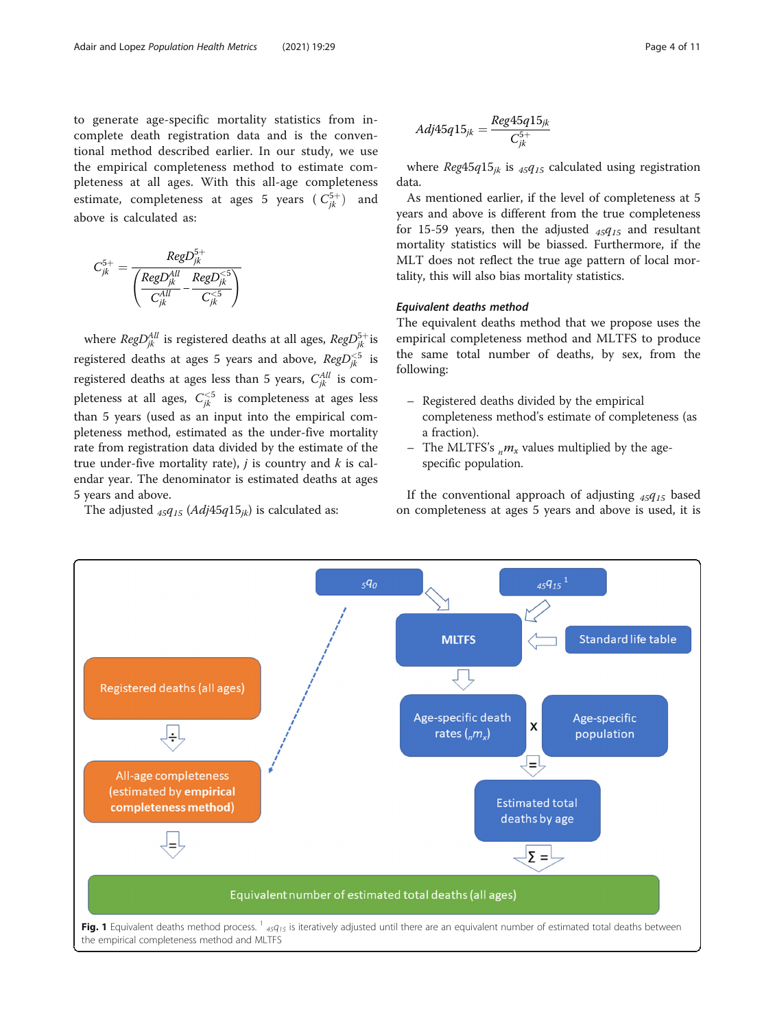to generate age-specific mortality statistics from incomplete death registration data and is the conventional method described earlier. In our study, we use the empirical completeness method to estimate completeness at all ages. With this all-age completeness estimate, completeness at ages 5 years ($C_{jk}^{5+}$) and above is calculated as:

$$C_{jk}^{5+} = \frac{RegD_{jk}^{5+}}{\left(\frac{RegD_{jk}^{All}}{C_{jk}^{All}} - \frac{RegD_{jk}^{<5}}{C_{jk}^{<5}}\right)}$$

where $RegD_{jk}^{All}$ is registered deaths at all ages, $RegD_{jk}^{5+}$ is registered deaths at ages 5 years and above, $RegD_{jk}^{<5}$ is registered deaths at ages less than 5 years, $C_{jk}^{All}$ is completeness at all ages, $C_{jk}^{<5}$ is completeness at ages less than 5 years (used as an input into the empirical completeness method, estimated as the under-five mortality rate from registration data divided by the estimate of the true under-five mortality rate), $j$ is country and $k$ is calendar year. The denominator is estimated deaths at ages 5 years and above.

The adjusted ${}_{45}q_{15}$ ($Adj45q15_{jk}$) is calculated as:

$$Adj45q15_{jk} = \frac{Reg45q15_{jk}}{C_{jk}^{5+}}$$

where $Reg45q15_{jk}$ is ${}_{45}q_{15}$ calculated using registration data.

As mentioned earlier, if the level of completeness at 5 years and above is different from the true completeness for 15-59 years, then the adjusted ${}_{45}q_{15}$ and resultant mortality statistics will be biassed. Furthermore, if the MLT does not reflect the true age pattern of local mortality, this will also bias mortality statistics.

#### *Equivalent deaths method*

The equivalent deaths method that we propose uses the empirical completeness method and MLTFS to produce the same total number of deaths, by sex, from the following:

- Registered deaths divided by the empirical completeness method's estimate of completeness (as a fraction).
- The MLTFS's ${}_{n}m_{x}$ values multiplied by the age-specific population.

If the conventional approach of adjusting ${}_{45}q_{15}$ based on completeness at ages 5 years and above is used, it is

Fig. 1 Equivalent deaths method process. [1] ${}_{45}q_{15}$ is iteratively adjusted until there are an equivalent number of estimated total deaths between the empirical completeness method and MLTFS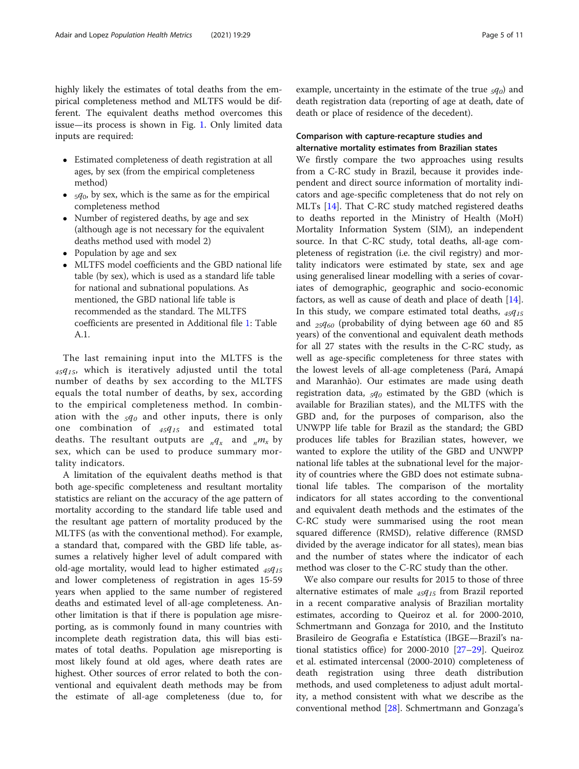highly likely the estimates of total deaths from the empirical completeness method and MLTFS would be different. The equivalent deaths method overcomes this issue—its process is shown in Fig. 1. Only limited data inputs are required:

- Estimated completeness of death registration at all ages, by sex (from the empirical completeness method)
- ${}_{5}q_{0}$, by sex, which is the same as for the empirical completeness method
- Number of registered deaths, by age and sex (although age is not necessary for the equivalent deaths method used with model 2)
- Population by age and sex
- MLTFS model coefficients and the GBD national life table (by sex), which is used as a standard life table for national and subnational populations. As mentioned, the GBD national life table is recommended as the standard. The MLTFS coefficients are presented in Additional file 1: Table A.1.

The last remaining input into the MLTFS is the ${}_{45}q_{15}$, which is iteratively adjusted until the total number of deaths by sex according to the MLTFS equals the total number of deaths, by sex, according to the empirical completeness method. In combination with the ${}_{5}q_{0}$ and other inputs, there is only one combination of ${}_{45}q_{15}$ and estimated total deaths. The resultant outputs are ${}_{n}q_{x}$ and ${}_{n}m_{x}$ by sex, which can be used to produce summary mortality indicators.

A limitation of the equivalent deaths method is that both age-specific completeness and resultant mortality statistics are reliant on the accuracy of the age pattern of mortality according to the standard life table used and the resultant age pattern of mortality produced by the MLTFS (as with the conventional method). For example, a standard that, compared with the GBD life table, assumes a relatively higher level of adult compared with old-age mortality, would lead to higher estimated ${}_{45}q_{15}$ and lower completeness of registration in ages 15-59 years when applied to the same number of registered deaths and estimated level of all-age completeness. Another limitation is that if there is population age misreporting, as is commonly found in many countries with incomplete death registration data, this will bias estimates of total deaths. Population age misreporting is most likely found at old ages, where death rates are highest. Other sources of error related to both the conventional and equivalent death methods may be from the estimate of all-age completeness (due to, for example, uncertainty in the estimate of the true ${}_{5}q_{0}$) and death registration data (reporting of age at death, date of death or place of residence of the decedent).

### Comparison with capture-recapture studies and alternative mortality estimates from Brazilian states

We firstly compare the two approaches using results from a C-RC study in Brazil, because it provides independent and direct source information of mortality indicators and age-specific completeness that do not rely on MLTs [14]. That C-RC study matched registered deaths to deaths reported in the Ministry of Health (MoH) Mortality Information System (SIM), an independent source. In that C-RC study, total deaths, all-age completeness of registration (i.e. the civil registry) and mortality indicators were estimated by state, sex and age using generalised linear modelling with a series of covariates of demographic, geographic and socio-economic factors, as well as cause of death and place of death [14]. In this study, we compare estimated total deaths, ${}_{45}q_{15}$ and ${}_{25}q_{60}$ (probability of dying between age 60 and 85 years) of the conventional and equivalent death methods for all 27 states with the results in the C-RC study, as well as age-specific completeness for three states with the lowest levels of all-age completeness (Pará, Amapá and Maranhão). Our estimates are made using death registration data, ${}_{5}q_{0}$ estimated by the GBD (which is available for Brazilian states), and the MLTFS with the GBD and, for the purposes of comparison, also the UNWPP life table for Brazil as the standard; the GBD produces life tables for Brazilian states, however, we wanted to explore the utility of the GBD and UNWPP national life tables at the subnational level for the majority of countries where the GBD does not estimate subnational life tables. The comparison of the mortality indicators for all states according to the conventional and equivalent death methods and the estimates of the C-RC study were summarised using the root mean squared difference (RMSD), relative difference (RMSD divided by the average indicator for all states), mean bias and the number of states where the indicator of each method was closer to the C-RC study than the other.

We also compare our results for 2015 to those of three alternative estimates of male ${}_{45}q_{15}$ from Brazil reported in a recent comparative analysis of Brazilian mortality estimates, according to Queiroz et al. for 2000-2010, Schmertmann and Gonzaga for 2010, and the Instituto Brasileiro de Geografia e Estatística (IBGE—Brazil's national statistics office) for 2000-2010 [27–29]. Queiroz et al. estimated intercensal (2000-2010) completeness of death registration using three death distribution methods, and used completeness to adjust adult mortality, a method consistent with what we describe as the conventional method [28]. Schmertmann and Gonzaga's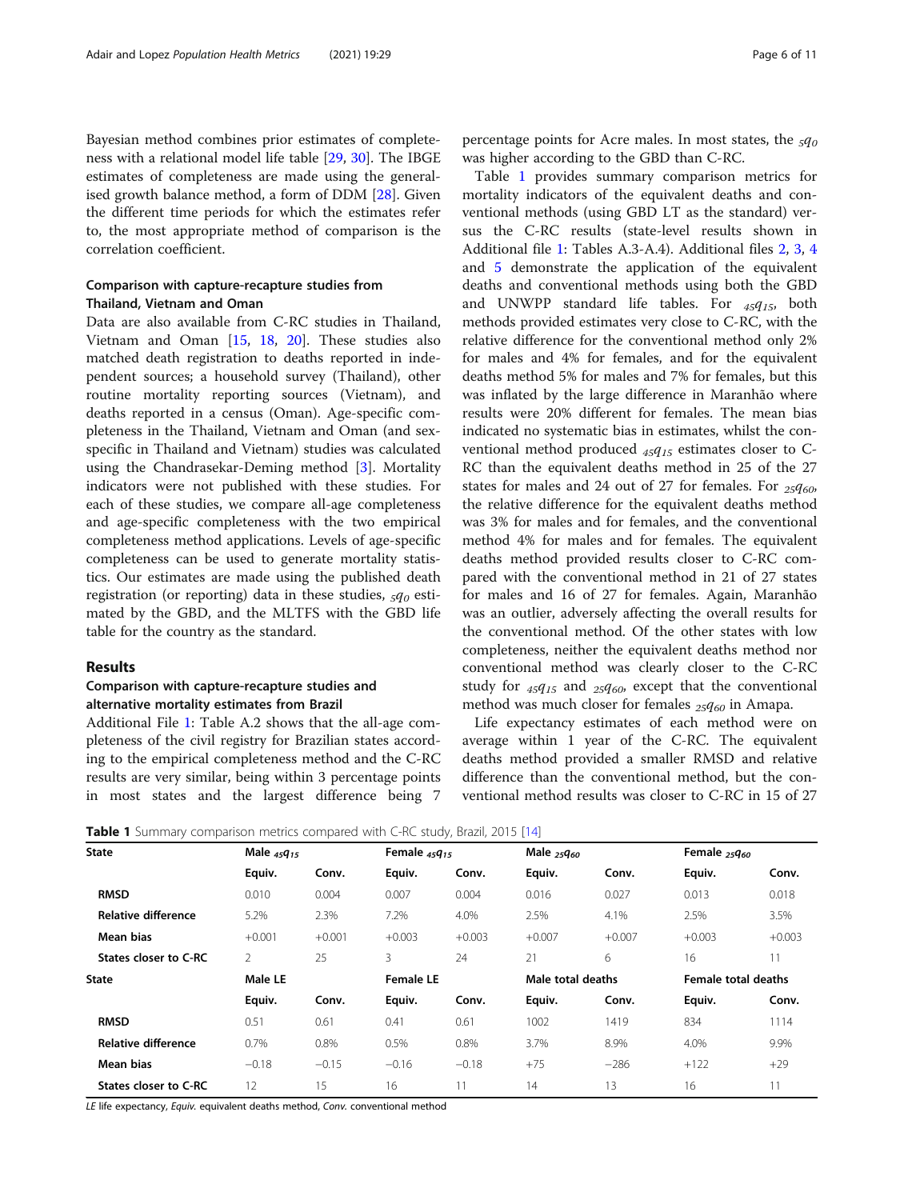Bayesian method combines prior estimates of completeness with a relational model life table [29, 30]. The IBGE estimates of completeness are made using the generalised growth balance method, a form of DDM [28]. Given the different time periods for which the estimates refer to, the most appropriate method of comparison is the correlation coefficient.

### Comparison with capture-recapture studies from Thailand, Vietnam and Oman

Data are also available from C-RC studies in Thailand, Vietnam and Oman [15, 18, 20]. These studies also matched death registration to deaths reported in independent sources; a household survey (Thailand), other routine mortality reporting sources (Vietnam), and deaths reported in a census (Oman). Age-specific completeness in the Thailand, Vietnam and Oman (and sex-specific in Thailand and Vietnam) studies was calculated using the Chandrasekar-Deming method [3]. Mortality indicators were not published with these studies. For each of these studies, we compare all-age completeness and age-specific completeness with the two empirical completeness method applications. Levels of age-specific completeness can be used to generate mortality statistics. Our estimates are made using the published death registration (or reporting) data in these studies, ${}_5q_0$ estimated by the GBD, and the MLTFS with the GBD life table for the country as the standard.

## Results

### Comparison with capture-recapture studies and alternative mortality estimates from Brazil

Additional File 1: Table A.2 shows that the all-age completeness of the civil registry for Brazilian states according to the empirical completeness method and the C-RC results are very similar, being within 3 percentage points in most states and the largest difference being 7 percentage points for Acre males. In most states, the ${}_5q_0$ was higher according to the GBD than C-RC.

Table 1 provides summary comparison metrics for mortality indicators of the equivalent deaths and conventional methods (using GBD LT as the standard) versus the C-RC results (state-level results shown in Additional file 1: Tables A.3-A.4). Additional files 2, 3, 4 and 5 demonstrate the application of the equivalent deaths and conventional methods using both the GBD and UNWPP standard life tables. For ${}_{45}q_{15}$, both methods provided estimates very close to C-RC, with the relative difference for the conventional method only 2% for males and 4% for females, and for the equivalent deaths method 5% for males and 7% for females, but this was inflated by the large difference in Maranhão where results were 20% different for females. The mean bias indicated no systematic bias in estimates, whilst the conventional method produced ${}_{45}q_{15}$ estimates closer to C-RC than the equivalent deaths method in 25 of the 27 states for males and 24 out of 27 for females. For ${}_{25}q_{60}$, the relative difference for the equivalent deaths method was 3% for males and for females, and the conventional method 4% for males and for females. The equivalent deaths method provided results closer to C-RC compared with the conventional method in 21 of 27 states for males and 16 of 27 for females. Again, Maranhão was an outlier, adversely affecting the overall results for the conventional method. Of the other states with low completeness, neither the equivalent deaths method nor conventional method was clearly closer to the C-RC study for ${}_{45}q_{15}$ and ${}_{25}q_{60}$, except that the conventional method was much closer for females ${}_{25}q_{60}$ in Amapa.

Life expectancy estimates of each method were on average within 1 year of the C-RC. The equivalent deaths method provided a smaller RMSD and relative difference than the conventional method, but the conventional method results was closer to C-RC in 15 of 27

**Table 1** Summary comparison metrics compared with C-RC study, Brazil, 2015 [14]

| State | Male ${}_{45}q_{15}$ | | Female ${}_{45}q_{15}$ | | Male ${}_{25}q_{60}$ | | Female ${}_{25}q_{60}$ | |
|---|---|---|---|---|---|---|---|---|
| | Equiv. | Conv. | Equiv. | Conv. | Equiv. | Conv. | Equiv. | Conv. |
| RMSD | 0.010 | 0.004 | 0.007 | 0.004 | 0.016 | 0.027 | 0.013 | 0.018 |
| Relative difference | 5.2% | 2.3% | 7.2% | 4.0% | 2.5% | 4.1% | 2.5% | 3.5% |
| Mean bias | +0.001 | +0.001 | +0.003 | +0.003 | +0.007 | +0.007 | +0.003 | +0.003 |
| States closer to C-RC | 2 | 25 | 3 | 24 | 21 | 6 | 16 | 11 |
| **State** | **Male LE** | | **Female LE** | | **Male total deaths** | | **Female total deaths** | |
| | Equiv. | Conv. | Equiv. | Conv. | Equiv. | Conv. | Equiv. | Conv. |
| RMSD | 0.51 | 0.61 | 0.41 | 0.61 | 1002 | 1419 | 834 | 1114 |
| Relative difference | 0.7% | 0.8% | 0.5% | 0.8% | 3.7% | 8.9% | 4.0% | 9.9% |
| Mean bias | −0.18 | −0.15 | −0.16 | −0.18 | +75 | −286 | +122 | +29 |
| States closer to C-RC | 12 | 15 | 16 | 11 | 14 | 13 | 16 | 11 |

*LE* life expectancy, *Equiv.* equivalent deaths method, *Conv.* conventional method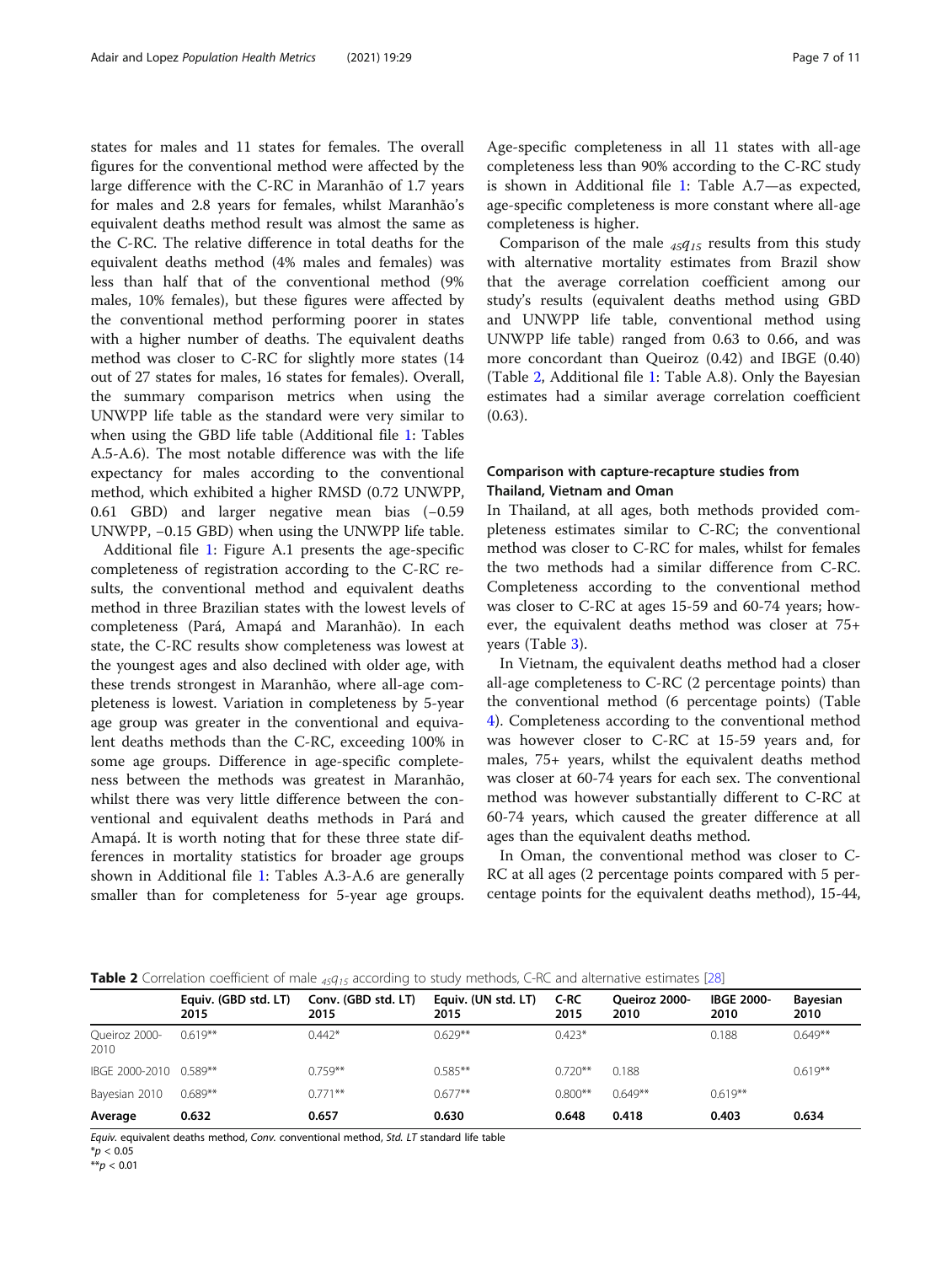states for males and 11 states for females. The overall figures for the conventional method were affected by the large difference with the C-RC in Maranhão of 1.7 years for males and 2.8 years for females, whilst Maranhão's equivalent deaths method result was almost the same as the C-RC. The relative difference in total deaths for the equivalent deaths method (4% males and females) was less than half that of the conventional method (9% males, 10% females), but these figures were affected by the conventional method performing poorer in states with a higher number of deaths. The equivalent deaths method was closer to C-RC for slightly more states (14 out of 27 states for males, 16 states for females). Overall, the summary comparison metrics when using the UNWPP life table as the standard were very similar to when using the GBD life table (Additional file 1: Tables A.5-A.6). The most notable difference was with the life expectancy for males according to the conventional method, which exhibited a higher RMSD (0.72 UNWPP, 0.61 GBD) and larger negative mean bias (−0.59 UNWPP, −0.15 GBD) when using the UNWPP life table.

Additional file 1: Figure A.1 presents the age-specific completeness of registration according to the C-RC results, the conventional method and equivalent deaths method in three Brazilian states with the lowest levels of completeness (Pará, Amapá and Maranhão). In each state, the C-RC results show completeness was lowest at the youngest ages and also declined with older age, with these trends strongest in Maranhão, where all-age completeness is lowest. Variation in completeness by 5-year age group was greater in the conventional and equivalent deaths methods than the C-RC, exceeding 100% in some age groups. Difference in age-specific completeness between the methods was greatest in Maranhão, whilst there was very little difference between the conventional and equivalent deaths methods in Pará and Amapá. It is worth noting that for these three state differences in mortality statistics for broader age groups shown in Additional file 1: Tables A.3-A.6 are generally smaller than for completeness for 5-year age groups. Age-specific completeness in all 11 states with all-age completeness less than 90% according to the C-RC study is shown in Additional file 1: Table A.7—as expected, age-specific completeness is more constant where all-age completeness is higher.

Comparison of the male ${}_{45}q_{15}$ results from this study with alternative mortality estimates from Brazil show that the average correlation coefficient among our study's results (equivalent deaths method using GBD and UNWPP life table, conventional method using UNWPP life table) ranged from 0.63 to 0.66, and was more concordant than Queiroz (0.42) and IBGE (0.40) (Table 2, Additional file 1: Table A.8). Only the Bayesian estimates had a similar average correlation coefficient (0.63).

## Comparison with capture-recapture studies from Thailand, Vietnam and Oman

In Thailand, at all ages, both methods provided completeness estimates similar to C-RC; the conventional method was closer to C-RC for males, whilst for females the two methods had a similar difference from C-RC. Completeness according to the conventional method was closer to C-RC at ages 15-59 and 60-74 years; however, the equivalent deaths method was closer at 75+ years (Table 3).

In Vietnam, the equivalent deaths method had a closer all-age completeness to C-RC (2 percentage points) than the conventional method (6 percentage points) (Table 4). Completeness according to the conventional method was however closer to C-RC at 15-59 years and, for males, 75+ years, whilst the equivalent deaths method was closer at 60-74 years for each sex. The conventional method was however substantially different to C-RC at 60-74 years, which caused the greater difference at all ages than the equivalent deaths method.

In Oman, the conventional method was closer to C-RC at all ages (2 percentage points compared with 5 percentage points for the equivalent deaths method), 15-44,

**Table 2** Correlation coefficient of male ${}_{45}q_{15}$ according to study methods, C-RC and alternative estimates [28]

| | Equiv. (GBD std. LT) 2015 | Conv. (GBD std. LT) 2015 | Equiv. (UN std. LT) 2015 | C-RC 2015 | Queiroz 2000-2010 | IBGE 2000-2010 | Bayesian 2010 |
|---|---|---|---|---|---|---|---|
| Queiroz 2000-2010 | 0.619** | 0.442* | 0.629** | 0.423* | | 0.188 | 0.649** |
| IBGE 2000-2010 | 0.589** | 0.759** | 0.585** | 0.720** | 0.188 | | 0.619** |
| Bayesian 2010 | 0.689** | 0.771** | 0.677** | 0.800** | 0.649** | 0.619** | |
| **Average** | **0.632** | **0.657** | **0.630** | **0.648** | **0.418** | **0.403** | **0.634** |

*Equiv.* equivalent deaths method, *Conv.* conventional method, *Std. LT* standard life table

*$p < 0.05$

**$p < 0.01$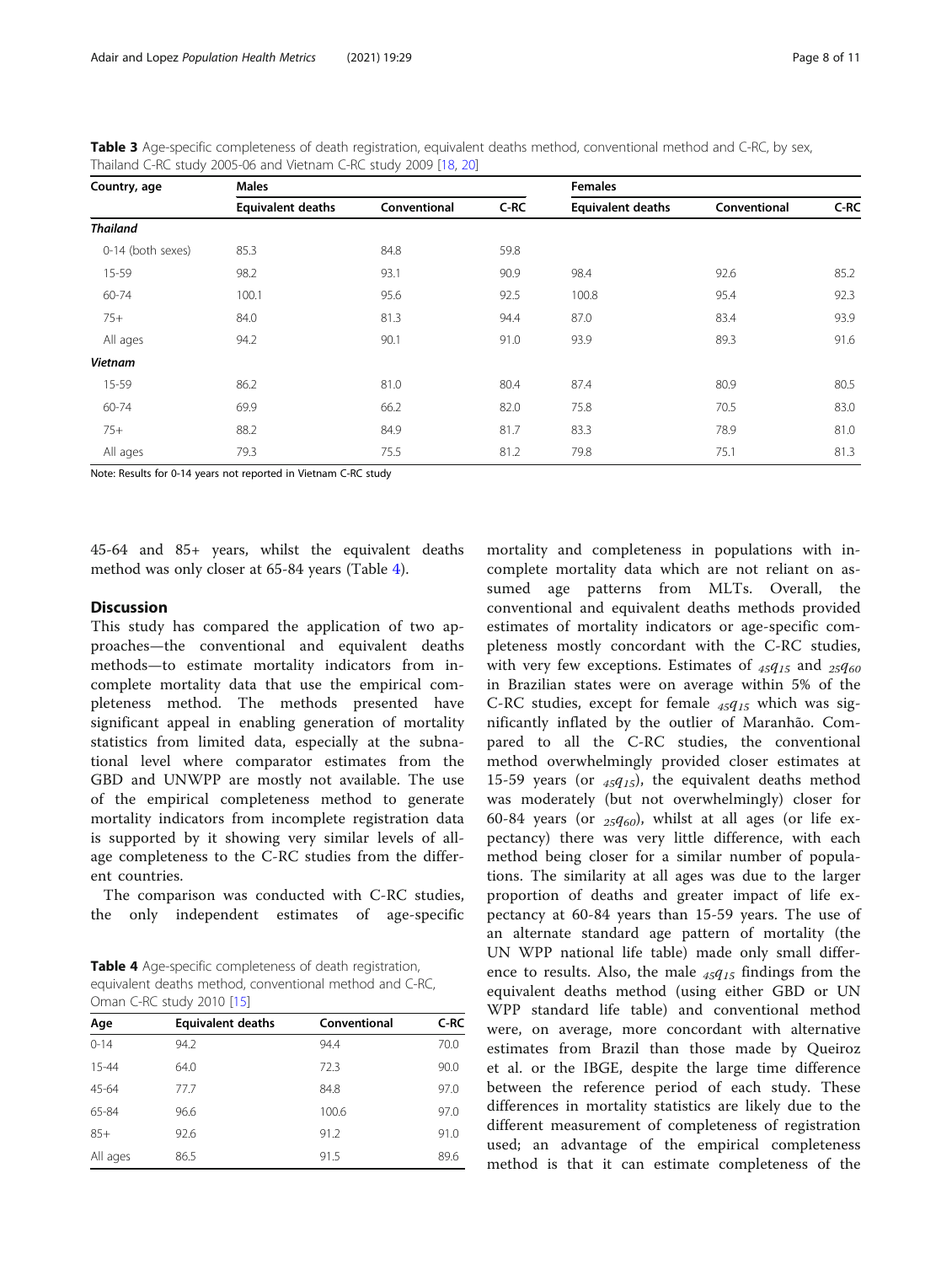**Table 3** Age-specific completeness of death registration, equivalent deaths method, conventional method and C-RC, by sex, Thailand C-RC study 2005-06 and Vietnam C-RC study 2009 [18, 20]

| Country, age | Males | | | Females | | |
|---|---|---|---|---|---|---|
| | Equivalent deaths | Conventional | C-RC | Equivalent deaths | Conventional | C-RC |
| ***Thailand*** | | | | | | |
| 0-14 (both sexes) | 85.3 | 84.8 | 59.8 | | | |
| 15-59 | 98.2 | 93.1 | 90.9 | 98.4 | 92.6 | 85.2 |
| 60-74 | 100.1 | 95.6 | 92.5 | 100.8 | 95.4 | 92.3 |
| 75+ | 84.0 | 81.3 | 94.4 | 87.0 | 83.4 | 93.9 |
| All ages | 94.2 | 90.1 | 91.0 | 93.9 | 89.3 | 91.6 |
| ***Vietnam*** | | | | | | |
| 15-59 | 86.2 | 81.0 | 80.4 | 87.4 | 80.9 | 80.5 |
| 60-74 | 69.9 | 66.2 | 82.0 | 75.8 | 70.5 | 83.0 |
| 75+ | 88.2 | 84.9 | 81.7 | 83.3 | 78.9 | 81.0 |
| All ages | 79.3 | 75.5 | 81.2 | 79.8 | 75.1 | 81.3 |

Note: Results for 0-14 years not reported in Vietnam C-RC study

45-64 and 85+ years, whilst the equivalent deaths method was only closer at 65-84 years (Table 4).

**Table 4** Age-specific completeness of death registration, equivalent deaths method, conventional method and C-RC, Oman C-RC study 2010 [15]

| Age | Equivalent deaths | Conventional | C-RC |
|---|---|---|---|
| 0-14 | 94.2 | 94.4 | 70.0 |
| 15-44 | 64.0 | 72.3 | 90.0 |
| 45-64 | 77.7 | 84.8 | 97.0 |
| 65-84 | 96.6 | 100.6 | 97.0 |
| 85+ | 92.6 | 91.2 | 91.0 |
| All ages | 86.5 | 91.5 | 89.6 |

## Discussion

This study has compared the application of two approaches—the conventional and equivalent deaths methods—to estimate mortality indicators from incomplete mortality data that use the empirical completeness method. The methods presented have significant appeal in enabling generation of mortality statistics from limited data, especially at the subnational level where comparator estimates from the GBD and UNWPP are mostly not available. The use of the empirical completeness method to generate mortality indicators from incomplete registration data is supported by it showing very similar levels of all-age completeness to the C-RC studies from the different countries.

The comparison was conducted with C-RC studies, the only independent estimates of age-specific mortality and completeness in populations with incomplete mortality data which are not reliant on assumed age patterns from MLTs. Overall, the conventional and equivalent deaths methods provided estimates of mortality indicators or age-specific completeness mostly concordant with the C-RC studies, with very few exceptions. Estimates of $_{45}q_{15}$ and $_{25}q_{60}$ in Brazilian states were on average within 5% of the C-RC studies, except for female $_{45}q_{15}$ which was significantly inflated by the outlier of Maranhão. Compared to all the C-RC studies, the conventional method overwhelmingly provided closer estimates at 15-59 years (or $_{45}q_{15}$), the equivalent deaths method was moderately (but not overwhelmingly) closer for 60-84 years (or $_{25}q_{60}$), whilst at all ages (or life expectancy) there was very little difference, with each method being closer for a similar number of populations. The similarity at all ages was due to the larger proportion of deaths and greater impact of life expectancy at 60-84 years than 15-59 years. The use of an alternate standard age pattern of mortality (the UN WPP national life table) made only small difference to results. Also, the male $_{45}q_{15}$ findings from the equivalent deaths method (using either GBD or UN WPP standard life table) and conventional method were, on average, more concordant with alternative estimates from Brazil than those made by Queiroz et al. or the IBGE, despite the large time difference between the reference period of each study. These differences in mortality statistics are likely due to the different measurement of completeness of registration used; an advantage of the empirical completeness method is that it can estimate completeness of the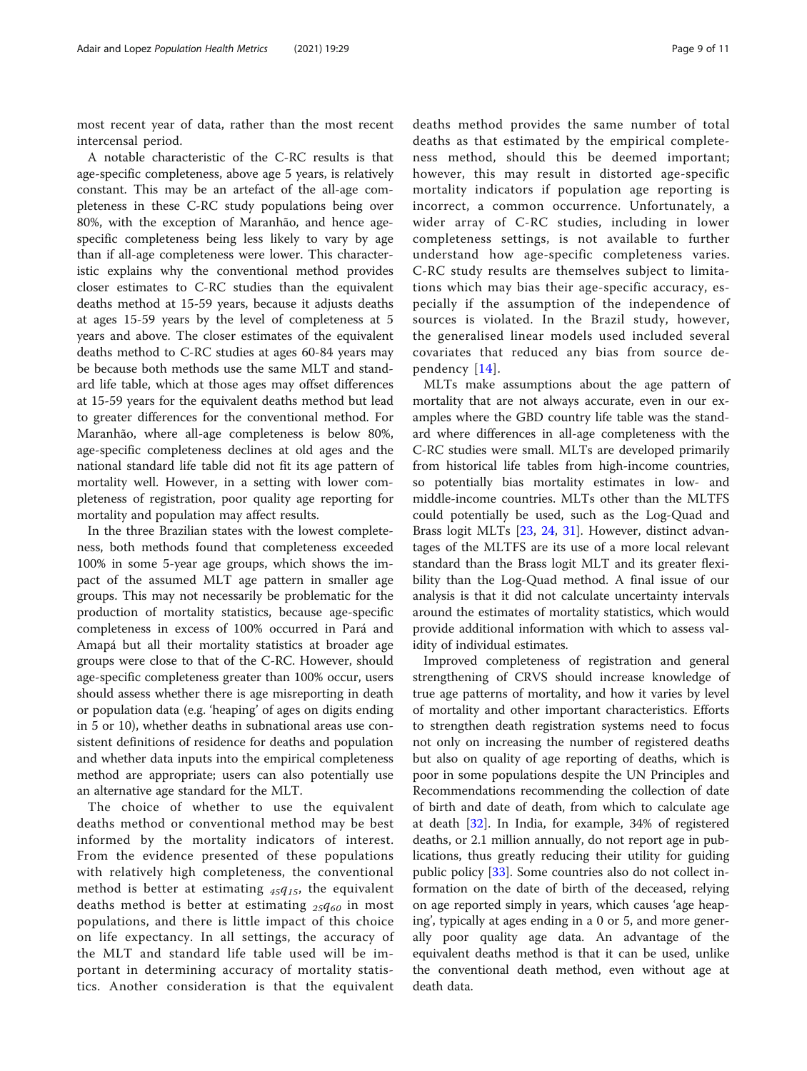most recent year of data, rather than the most recent intercensal period.

A notable characteristic of the C-RC results is that age-specific completeness, above age 5 years, is relatively constant. This may be an artefact of the all-age completeness in these C-RC study populations being over 80%, with the exception of Maranhão, and hence age-specific completeness being less likely to vary by age than if all-age completeness were lower. This characteristic explains why the conventional method provides closer estimates to C-RC studies than the equivalent deaths method at 15-59 years, because it adjusts deaths at ages 15-59 years by the level of completeness at 5 years and above. The closer estimates of the equivalent deaths method to C-RC studies at ages 60-84 years may be because both methods use the same MLT and standard life table, which at those ages may offset differences at 15-59 years for the equivalent deaths method but lead to greater differences for the conventional method. For Maranhão, where all-age completeness is below 80%, age-specific completeness declines at old ages and the national standard life table did not fit its age pattern of mortality well. However, in a setting with lower completeness of registration, poor quality age reporting for mortality and population may affect results.

In the three Brazilian states with the lowest completeness, both methods found that completeness exceeded 100% in some 5-year age groups, which shows the impact of the assumed MLT age pattern in smaller age groups. This may not necessarily be problematic for the production of mortality statistics, because age-specific completeness in excess of 100% occurred in Pará and Amapá but all their mortality statistics at broader age groups were close to that of the C-RC. However, should age-specific completeness greater than 100% occur, users should assess whether there is age misreporting in death or population data (e.g. 'heaping' of ages on digits ending in 5 or 10), whether deaths in subnational areas use consistent definitions of residence for deaths and population and whether data inputs into the empirical completeness method are appropriate; users can also potentially use an alternative age standard for the MLT.

The choice of whether to use the equivalent deaths method or conventional method may be best informed by the mortality indicators of interest. From the evidence presented of these populations with relatively high completeness, the conventional method is better at estimating ${}_{45}q_{15}$, the equivalent deaths method is better at estimating ${}_{25}q_{60}$ in most populations, and there is little impact of this choice on life expectancy. In all settings, the accuracy of the MLT and standard life table used will be important in determining accuracy of mortality statistics. Another consideration is that the equivalent deaths method provides the same number of total deaths as that estimated by the empirical completeness method, should this be deemed important; however, this may result in distorted age-specific mortality indicators if population age reporting is incorrect, a common occurrence. Unfortunately, a wider array of C-RC studies, including in lower completeness settings, is not available to further understand how age-specific completeness varies. C-RC study results are themselves subject to limitations which may bias their age-specific accuracy, especially if the assumption of the independence of sources is violated. In the Brazil study, however, the generalised linear models used included several covariates that reduced any bias from source dependency [14].

MLTs make assumptions about the age pattern of mortality that are not always accurate, even in our examples where the GBD country life table was the standard where differences in all-age completeness with the C-RC studies were small. MLTs are developed primarily from historical life tables from high-income countries, so potentially bias mortality estimates in low- and middle-income countries. MLTs other than the MLTFS could potentially be used, such as the Log-Quad and Brass logit MLTs [23, 24, 31]. However, distinct advantages of the MLTFS are its use of a more local relevant standard than the Brass logit MLT and its greater flexibility than the Log-Quad method. A final issue of our analysis is that it did not calculate uncertainty intervals around the estimates of mortality statistics, which would provide additional information with which to assess validity of individual estimates.

Improved completeness of registration and general strengthening of CRVS should increase knowledge of true age patterns of mortality, and how it varies by level of mortality and other important characteristics. Efforts to strengthen death registration systems need to focus not only on increasing the number of registered deaths but also on quality of age reporting of deaths, which is poor in some populations despite the UN Principles and Recommendations recommending the collection of date of birth and date of death, from which to calculate age at death [32]. In India, for example, 34% of registered deaths, or 2.1 million annually, do not report age in publications, thus greatly reducing their utility for guiding public policy [33]. Some countries also do not collect information on the date of birth of the deceased, relying on age reported simply in years, which causes 'age heaping', typically at ages ending in a 0 or 5, and more generally poor quality age data. An advantage of the equivalent deaths method is that it can be used, unlike the conventional death method, even without age at death data.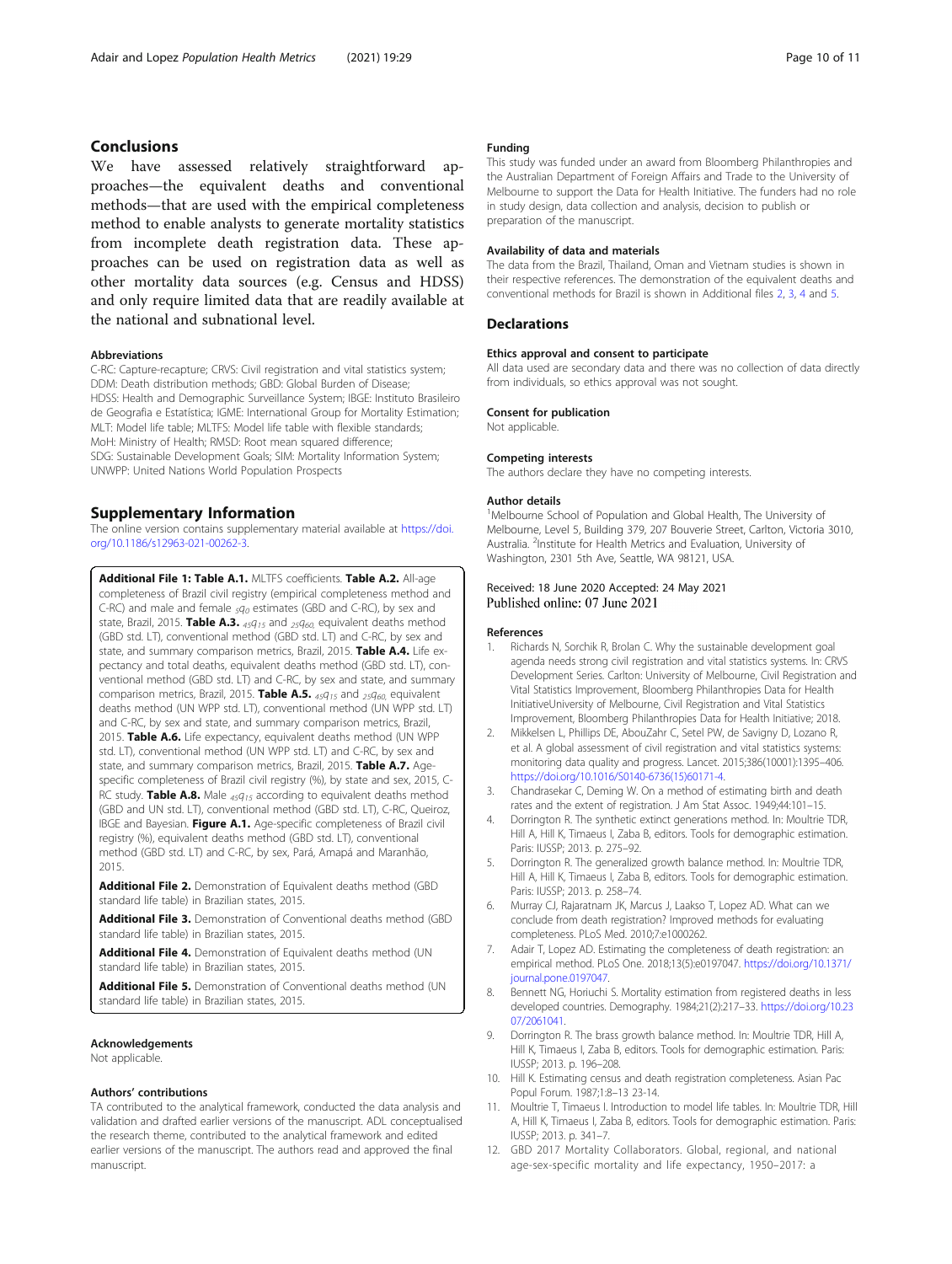## Conclusions

We have assessed relatively straightforward approaches—the equivalent deaths and conventional methods—that are used with the empirical completeness method to enable analysts to generate mortality statistics from incomplete death registration data. These approaches can be used on registration data as well as other mortality data sources (e.g. Census and HDSS) and only require limited data that are readily available at the national and subnational level.

### Abbreviations

C-RC: Capture-recapture; CRVS: Civil registration and vital statistics system; DDM: Death distribution methods; GBD: Global Burden of Disease; HDSS: Health and Demographic Surveillance System; IBGE: Instituto Brasileiro de Geografia e Estatística; IGME: International Group for Mortality Estimation; MLT: Model life table; MLTFS: Model life table with flexible standards; MoH: Ministry of Health; RMSD: Root mean squared difference; SDG: Sustainable Development Goals; SIM: Mortality Information System; UNWPP: United Nations World Population Prospects

## Supplementary Information

The online version contains supplementary material available at https://doi.org/10.1186/s12963-021-00262-3.

**Additional File 1: Table A.1.** MLTFS coefficients. **Table A.2.** All-age completeness of Brazil civil registry (empirical completeness method and C-RC) and male and female $_5q_0$ estimates (GBD and C-RC), by sex and state, Brazil, 2015. **Table A.3.** $_{45}q_{15}$ and $_{25}q_{60,}$ equivalent deaths method (GBD std. LT), conventional method (GBD std. LT) and C-RC, by sex and state, and summary comparison metrics, Brazil, 2015. **Table A.4.** Life expectancy and total deaths, equivalent deaths method (GBD std. LT), conventional method (GBD std. LT) and C-RC, by sex and state, and summary comparison metrics, Brazil, 2015. **Table A.5.** $_{45}q_{15}$ and $_{25}q_{60,}$ equivalent deaths method (UN WPP std. LT), conventional method (UN WPP std. LT) and C-RC, by sex and state, and summary comparison metrics, Brazil, 2015. **Table A.6.** Life expectancy, equivalent deaths method (UN WPP std. LT), conventional method (UN WPP std. LT) and C-RC, by sex and state, and summary comparison metrics, Brazil, 2015. **Table A.7.** Age-specific completeness of Brazil civil registry (%), by state and sex, 2015, C-RC study. **Table A.8.** Male $_{45}q_{15}$ according to equivalent deaths method (GBD and UN std. LT), conventional method (GBD std. LT), C-RC, Queiroz, IBGE and Bayesian. **Figure A.1.** Age-specific completeness of Brazil civil registry (%), equivalent deaths method (GBD std. LT), conventional method (GBD std. LT) and C-RC, by sex, Pará, Amapá and Maranhão, 2015.

**Additional File 2.** Demonstration of Equivalent deaths method (GBD standard life table) in Brazilian states, 2015.

**Additional File 3.** Demonstration of Conventional deaths method (GBD standard life table) in Brazilian states, 2015.

**Additional File 4.** Demonstration of Equivalent deaths method (UN standard life table) in Brazilian states, 2015.

**Additional File 5.** Demonstration of Conventional deaths method (UN standard life table) in Brazilian states, 2015.

### Acknowledgements

Not applicable.

### Authors' contributions

TA contributed to the analytical framework, conducted the data analysis and validation and drafted earlier versions of the manuscript. ADL conceptualised the research theme, contributed to the analytical framework and edited earlier versions of the manuscript. The authors read and approved the final manuscript.

### Funding

This study was funded under an award from Bloomberg Philanthropies and the Australian Department of Foreign Affairs and Trade to the University of Melbourne to support the Data for Health Initiative. The funders had no role in study design, data collection and analysis, decision to publish or preparation of the manuscript.

### Availability of data and materials

The data from the Brazil, Thailand, Oman and Vietnam studies is shown in their respective references. The demonstration of the equivalent deaths and conventional methods for Brazil is shown in Additional files 2, 3, 4 and 5.

## Declarations

### Ethics approval and consent to participate

All data used are secondary data and there was no collection of data directly from individuals, so ethics approval was not sought.

### Consent for publication

Not applicable.

### Competing interests

The authors declare that they have no competing interests.

### Author details

[1]Melbourne School of Population and Global Health, The University of Melbourne, Level 5, Building 379, 207 Bouverie Street, Carlton, Victoria 3010, Australia. [2]Institute for Health Metrics and Evaluation, University of Washington, 2301 5th Ave, Seattle, WA 98121, USA.

Received: 18 June 2020 Accepted: 24 May 2021
Published online: 07 June 2021

### References

1. Richards N, Sorchik R, Brolan C. Why the sustainable development goal agenda needs strong civil registration and vital statistics systems. In: CRVS Development Series. Carlton: University of Melbourne, Civil Registration and Vital Statistics Improvement, Bloomberg Philanthropies Data for Health InitiativeUniversity of Melbourne, Civil Registration and Vital Statistics Improvement, Bloomberg Philanthropies Data for Health Initiative; 2018.
2. Mikkelsen L, Phillips DE, AbouZahr C, Setel PW, de Savigny D, Lozano R, et al. A global assessment of civil registration and vital statistics systems: monitoring data quality and progress. Lancet. 2015;386(10001):1395–406. https://doi.org/10.1016/S0140-6736(15)60171-4.
3. Chandrasekar C, Deming W. On a method of estimating birth and death rates and the extent of registration. J Am Stat Assoc. 1949;44:101–15.
4. Dorrington R. The synthetic extinct generations method. In: Moultrie TDR, Hill A, Hill K, Timaeus I, Zaba B, editors. Tools for demographic estimation. Paris: IUSSP; 2013. p. 275–92.
5. Dorrington R. The generalized growth balance method. In: Moultrie TDR, Hill A, Hill K, Timaeus I, Zaba B, editors. Tools for demographic estimation. Paris: IUSSP; 2013. p. 258–74.
6. Murray CJ, Rajaratnam JK, Marcus J, Laakso T, Lopez AD. What can we conclude from death registration? Improved methods for evaluating completeness. PLoS Med. 2010;7:e1000262.
7. Adair T, Lopez AD. Estimating the completeness of death registration: an empirical method. PLoS One. 2018;13(5):e0197047. https://doi.org/10.1371/journal.pone.0197047.
8. Bennett NG, Horiuchi S. Mortality estimation from registered deaths in less developed countries. Demography. 1984;21(2):217–33. https://doi.org/10.2307/2061041.
9. Dorrington R. The brass growth balance method. In: Moultrie TDR, Hill A, Hill K, Timaeus I, Zaba B, editors. Tools for demographic estimation. Paris: IUSSP; 2013. p. 196–208.
10. Hill K. Estimating census and death registration completeness. Asian Pac Popul Forum. 1987;1:8–13 23-14.
11. Moultrie T, Timaeus I. Introduction to model life tables. In: Moultrie TDR, Hill A, Hill K, Timaeus I, Zaba B, editors. Tools for demographic estimation. Paris: IUSSP; 2013. p. 341–7.
12. GBD 2017 Mortality Collaborators. Global, regional, and national age-sex-specific mortality and life expectancy, 1950–2017: a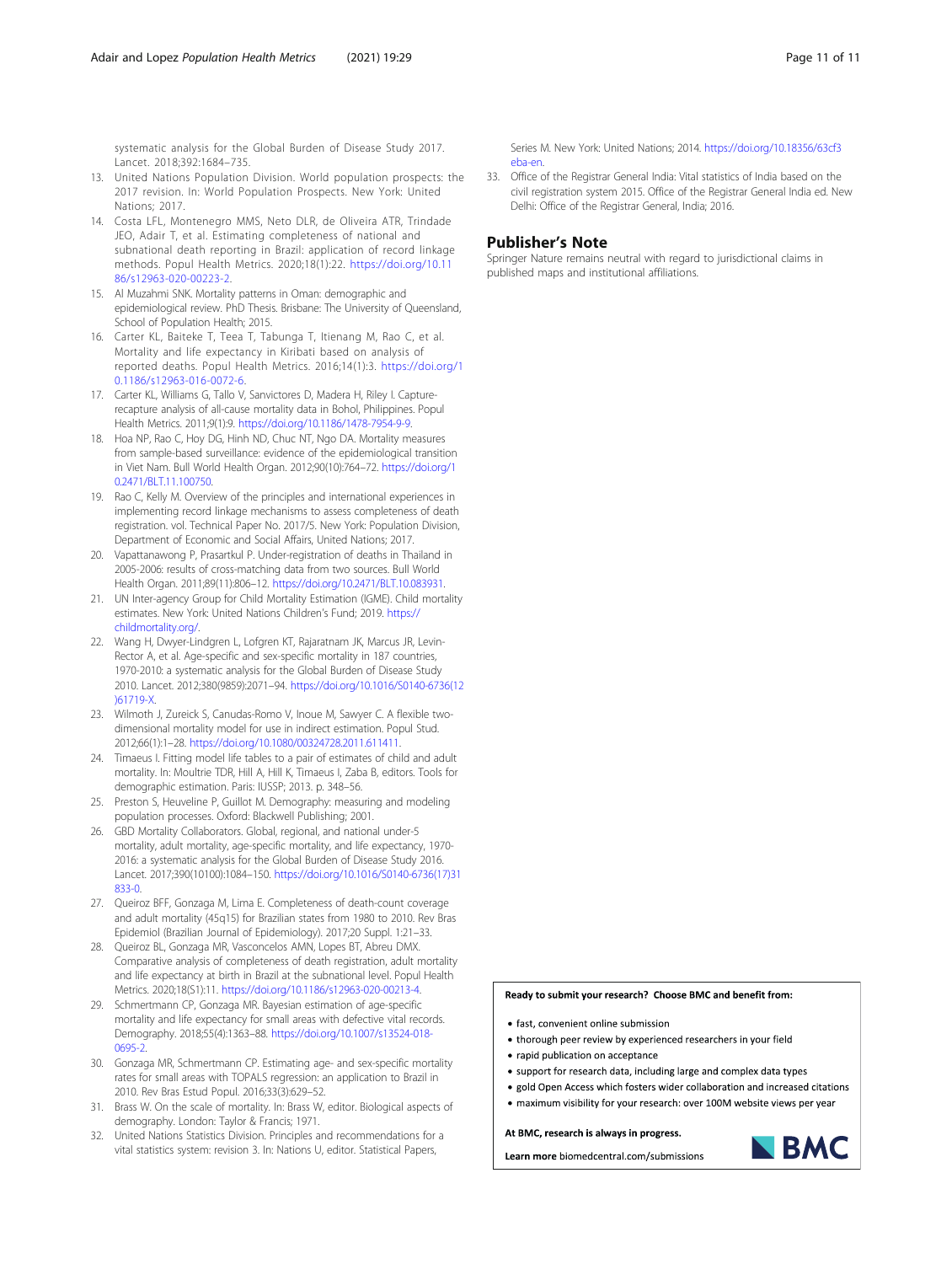systematic analysis for the Global Burden of Disease Study 2017. Lancet. 2018;392:1684–735.

13. United Nations Population Division. World population prospects: the 2017 revision. In: World Population Prospects. New York: United Nations; 2017.
14. Costa LFL, Montenegro MMS, Neto DLR, de Oliveira ATR, Trindade JEO, Adair T, et al. Estimating completeness of national and subnational death reporting in Brazil: application of record linkage methods. Popul Health Metrics. 2020;18(1):22. https://doi.org/10.1186/s12963-020-00223-2.
15. Al Muzahmi SNK. Mortality patterns in Oman: demographic and epidemiological review. PhD Thesis. Brisbane: The University of Queensland, School of Population Health; 2015.
16. Carter KL, Baiteke T, Teea T, Tabunga T, Itienang M, Rao C, et al. Mortality and life expectancy in Kiribati based on analysis of reported deaths. Popul Health Metrics. 2016;14(1):3. https://doi.org/10.1186/s12963-016-0072-6.
17. Carter KL, Williams G, Tallo V, Sanvictores D, Madera H, Riley I. Capture-recapture analysis of all-cause mortality data in Bohol, Philippines. Popul Health Metrics. 2011;9(1):9. https://doi.org/10.1186/1478-7954-9-9.
18. Hoa NP, Rao C, Hoy DG, Hinh ND, Chuc NT, Ngo DA. Mortality measures from sample-based surveillance: evidence of the epidemiological transition in Viet Nam. Bull World Health Organ. 2012;90(10):764–72. https://doi.org/10.2471/BLT.11.100750.
19. Rao C, Kelly M. Overview of the principles and international experiences in implementing record linkage mechanisms to assess completeness of death registration. vol. Technical Paper No. 2017/5. New York: Population Division, Department of Economic and Social Affairs, United Nations; 2017.
20. Vapattanawong P, Prasartkul P. Under-registration of deaths in Thailand in 2005-2006: results of cross-matching data from two sources. Bull World Health Organ. 2011;89(11):806–12. https://doi.org/10.2471/BLT.10.083931.
21. UN Inter-agency Group for Child Mortality Estimation (IGME). Child mortality estimates. New York: United Nations Children's Fund; 2019. https://childmortality.org/.
22. Wang H, Dwyer-Lindgren L, Lofgren KT, Rajaratnam JK, Marcus JR, Levin-Rector A, et al. Age-specific and sex-specific mortality in 187 countries, 1970-2010: a systematic analysis for the Global Burden of Disease Study 2010. Lancet. 2012;380(9859):2071–94. https://doi.org/10.1016/S0140-6736(12)61719-X.
23. Wilmoth J, Zureick S, Canudas-Romo V, Inoue M, Sawyer C. A flexible two-dimensional mortality model for use in indirect estimation. Popul Stud. 2012;66(1):1–28. https://doi.org/10.1080/00324728.2011.611411.
24. Timaeus I. Fitting model life tables to a pair of estimates of child and adult mortality. In: Moultrie TDR, Hill A, Hill K, Timaeus I, Zaba B, editors. Tools for demographic estimation. Paris: IUSSP; 2013. p. 348–56.
25. Preston S, Heuveline P, Guillot M. Demography: measuring and modeling population processes. Oxford: Blackwell Publishing; 2001.
26. GBD Mortality Collaborators. Global, regional, and national under-5 mortality, adult mortality, age-specific mortality, and life expectancy, 1970-2016: a systematic analysis for the Global Burden of Disease Study 2016. Lancet. 2017;390(10100):1084–150. https://doi.org/10.1016/S0140-6736(17)31833-0.
27. Queiroz BFF, Gonzaga M, Lima E. Completeness of death-count coverage and adult mortality (45q15) for Brazilian states from 1980 to 2010. Rev Bras Epidemiol (Brazilian Journal of Epidemiology). 2017;20 Suppl. 1:21–33.
28. Queiroz BL, Gonzaga MR, Vasconcelos AMN, Lopes BT, Abreu DMX. Comparative analysis of completeness of death registration, adult mortality and life expectancy at birth in Brazil at the subnational level. Popul Health Metrics. 2020;18(S1):11. https://doi.org/10.1186/s12963-020-00213-4.
29. Schmertmann CP, Gonzaga MR. Bayesian estimation of age-specific mortality and life expectancy for small areas with defective vital records. Demography. 2018;55(4):1363–88. https://doi.org/10.1007/s13524-018-0695-2.
30. Gonzaga MR, Schmertmann CP. Estimating age- and sex-specific mortality rates for small areas with TOPALS regression: an application to Brazil in 2010. Rev Bras Estud Popul. 2016;33(3):629–52.
31. Brass W. On the scale of mortality. In: Brass W, editor. Biological aspects of demography. London: Taylor & Francis; 1971.
32. United Nations Statistics Division. Principles and recommendations for a vital statistics system: revision 3. In: Nations U, editor. Statistical Papers, Series M. New York: United Nations; 2014. https://doi.org/10.18356/63cf3eba-en.
33. Office of the Registrar General India: Vital statistics of India based on the civil registration system 2015. Office of the Registrar General India ed. New Delhi: Office of the Registrar General, India; 2016.

## Publisher's Note

Springer Nature remains neutral with regard to jurisdictional claims in published maps and institutional affiliations.

**Ready to submit your research? Choose BMC and benefit from:**

- fast, convenient online submission
- thorough peer review by experienced researchers in your field
- rapid publication on acceptance
- support for research data, including large and complex data types
- gold Open Access which fosters wider collaboration and increased citations
- maximum visibility for your research: over 100M website views per year

**At BMC, research is always in progress.**

**Learn more** biomedcentral.com/submissions

BMC